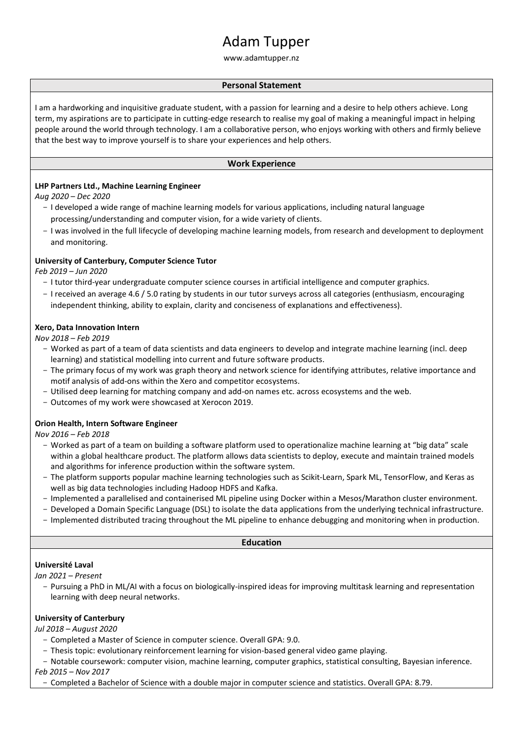# Adam Tupper

www.adamtupper.nz

## Personal Statement

I am a hardworking and inquisitive graduate student, with a passion for learning and a desire to help others achieve. Long term, my aspirations are to participate in cutting-edge research to realise my goal of making a meaningful impact in helping people around the world through technology. I am a collaborative person, who enjoys working with others and firmly believe that the best way to improve yourself is to share your experiences and help others.

## Work Experience

**LHP Partners Ltd., Machine Learning Engineer**

*Aug 2020 – Dec 2020*

- I developed a wide range of machine learning models for various applications, including natural language processing/understanding and computer vision, for a wide variety of clients.
- I was involved in the full lifecycle of developing machine learning models, from research and development to deployment and monitoring.

**University of Canterbury, Computer Science Tutor**

*Feb 2019 – Jun 2020*

- I tutor third-year undergraduate computer science courses in artificial intelligence and computer graphics.
- I received an average 4.6 / 5.0 rating by students in our tutor surveys across all categories (enthusiasm, encouraging independent thinking, ability to explain, clarity and conciseness of explanations and effectiveness).

**Xero, Data Innovation Intern**

*Nov 2018 – Feb 2019*

- Worked as part of a team of data scientists and data engineers to develop and integrate machine learning (incl. deep learning) and statistical modelling into current and future software products.
- The primary focus of my work was graph theory and network science for identifying attributes, relative importance and motif analysis of add-ons within the Xero and competitor ecosystems.
- Utilised deep learning for matching company and add-on names etc. across ecosystems and the web.
- Outcomes of my work were showcased at Xerocon 2019.

**Orion Health, Intern Software Engineer**

*Nov 2016 – Feb 2018*

- Worked as part of a team on building a software platform used to operationalize machine learning at "big data" scale within a global healthcare product. The platform allows data scientists to deploy, execute and maintain trained models and algorithms for inference production within the software system.
- The platform supports popular machine learning technologies such as Scikit-Learn, Spark ML, TensorFlow, and Keras as well as big data technologies including Hadoop HDFS and Kafka.
- Implemented a parallelised and containerised ML pipeline using Docker within a Mesos/Marathon cluster environment.
- Developed a Domain Specific Language (DSL) to isolate the data applications from the underlying technical infrastructure.
- Implemented distributed tracing throughout the ML pipeline to enhance debugging and monitoring when in production.

## Education

**Université Laval**

*Jan 2021 – Present*

- Pursuing a PhD in ML/AI with a focus on biologically-inspired ideas for improving multitask learning and representation learning with deep neural networks.

**University of Canterbury**

*Jul 2018 – August 2020*

- Completed a Master of Science in computer science. Overall GPA: 9.0.
- Thesis topic: evolutionary reinforcement learning for vision-based general video game playing.
- Notable coursework: computer vision, machine learning, computer graphics, statistical consulting, Bayesian inference.

*Feb 2015 – Nov 2017*

- Completed a Bachelor of Science with a double major in computer science and statistics. Overall GPA: 8.79.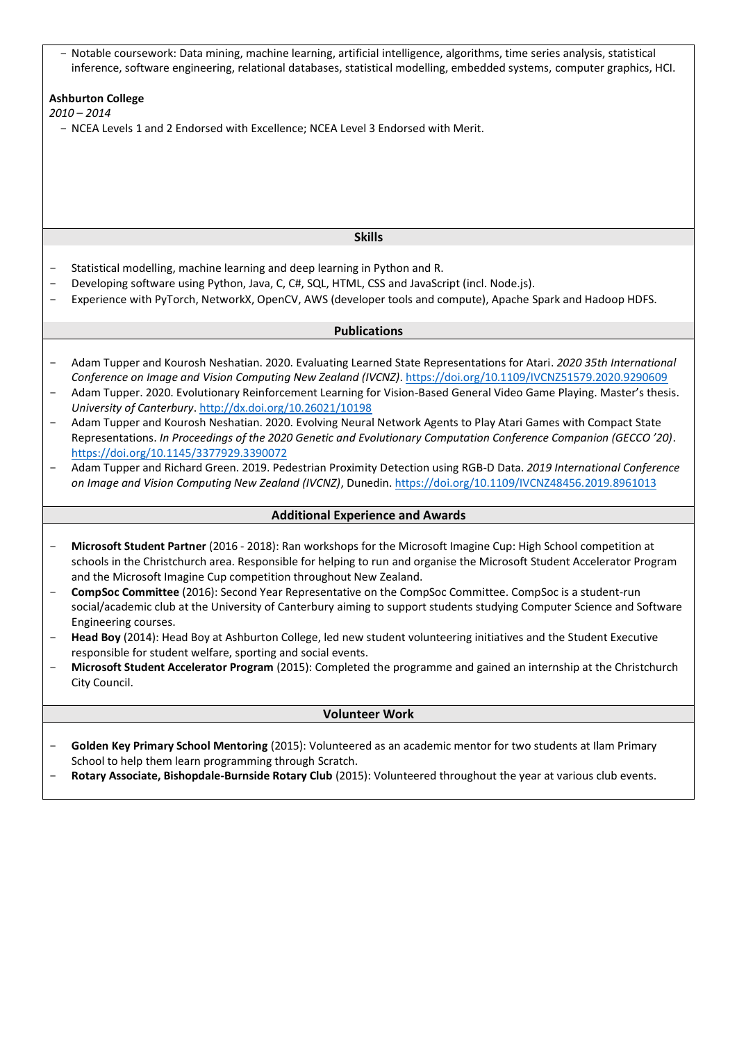- Notable coursework: Data mining, machine learning, artificial intelligence, algorithms, time series analysis, statistical inference, software engineering, relational databases, statistical modelling, embedded systems, computer graphics, HCI.

**Ashburton College**
*2010 – 2014*

- NCEA Levels 1 and 2 Endorsed with Excellence; NCEA Level 3 Endorsed with Merit.

## Skills

- Statistical modelling, machine learning and deep learning in Python and R.
- Developing software using Python, Java, C, C#, SQL, HTML, CSS and JavaScript (incl. Node.js).
- Experience with PyTorch, NetworkX, OpenCV, AWS (developer tools and compute), Apache Spark and Hadoop HDFS.

## Publications

- Adam Tupper and Kourosh Neshatian. 2020. Evaluating Learned State Representations for Atari. *2020 35th International Conference on Image and Vision Computing New Zealand (IVCNZ)*. https://doi.org/10.1109/IVCNZ51579.2020.9290609
- Adam Tupper. 2020. Evolutionary Reinforcement Learning for Vision-Based General Video Game Playing. Master's thesis. *University of Canterbury*. http://dx.doi.org/10.26021/10198
- Adam Tupper and Kourosh Neshatian. 2020. Evolving Neural Network Agents to Play Atari Games with Compact State Representations. *In Proceedings of the 2020 Genetic and Evolutionary Computation Conference Companion (GECCO '20)*. https://doi.org/10.1145/3377929.3390072
- Adam Tupper and Richard Green. 2019. Pedestrian Proximity Detection using RGB-D Data. *2019 International Conference on Image and Vision Computing New Zealand (IVCNZ)*, Dunedin. https://doi.org/10.1109/IVCNZ48456.2019.8961013

## Additional Experience and Awards

- **Microsoft Student Partner** (2016 - 2018): Ran workshops for the Microsoft Imagine Cup: High School competition at schools in the Christchurch area. Responsible for helping to run and organise the Microsoft Student Accelerator Program and the Microsoft Imagine Cup competition throughout New Zealand.
- **CompSoc Committee** (2016): Second Year Representative on the CompSoc Committee. CompSoc is a student-run social/academic club at the University of Canterbury aiming to support students studying Computer Science and Software Engineering courses.
- **Head Boy** (2014): Head Boy at Ashburton College, led new student volunteering initiatives and the Student Executive responsible for student welfare, sporting and social events.
- **Microsoft Student Accelerator Program** (2015): Completed the programme and gained an internship at the Christchurch City Council.

## Volunteer Work

- **Golden Key Primary School Mentoring** (2015): Volunteered as an academic mentor for two students at Ilam Primary School to help them learn programming through Scratch.
- **Rotary Associate, Bishopdale-Burnside Rotary Club** (2015): Volunteered throughout the year at various club events.